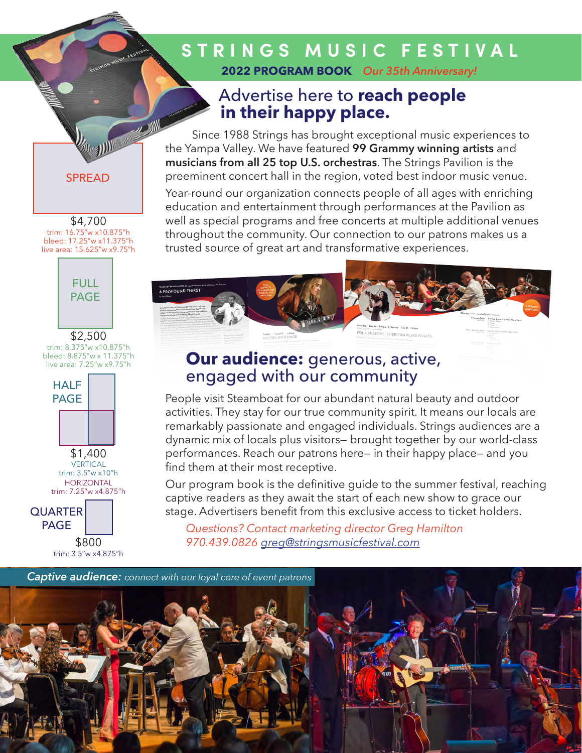# STRINGS MUSIC FESTIVAL

**2022 PROGRAM BOOK** *Our 35th Anniversary!*

## Advertise here to **reach people in their happy place.**

Since 1988 Strings has brought exceptional music experiences to the Yampa Valley. We have featured **99 Grammy winning artists** and **musicians from all 25 top U.S. orchestras**. The Strings Pavilion is the preeminent concert hall in the region, voted best indoor music venue.

Year-round our organization connects people of all ages with enriching education and entertainment through performances at the Pavilion as well as special programs and free concerts at multiple additional venues throughout the community. Our connection to our patrons makes us a trusted source of great art and transformative experiences.

**SPREAD**
$4,700
trim: 16.75"w x10.875"h
bleed: 17.25"w x11.375"h
live area: 15.625"w x9.75"h

**FULL PAGE**
$2,500
trim: 8.375"w x10.875"h
bleed: 8.875"w x 11.375"h
live area: 7.25"w x9.75"h

**HALF PAGE**
$1,400
VERTICAL
trim: 3.5"w x10"h
HORIZONTAL
trim: 7.25"w x4.875"h

**QUARTER PAGE**
$800
trim: 3.5"w x4.875"h

## **Our audience:** generous, active, engaged with our community

People visit Steamboat for our abundant natural beauty and outdoor activities. They stay for our true community spirit. It means our locals are remarkably passionate and engaged individuals. Strings audiences are a dynamic mix of locals plus visitors— brought together by our world-class performances. Reach our patrons here— in their happy place— and you find them at their most receptive.

Our program book is the definitive guide to the summer festival, reaching captive readers as they await the start of each new show to grace our stage. Advertisers benefit from this exclusive access to ticket holders.

*Questions? Contact marketing director Greg Hamilton*
*970.439.0826 greg@stringsmusicfestival.com*

***Captive audience:*** *connect with our loyal core of event patrons*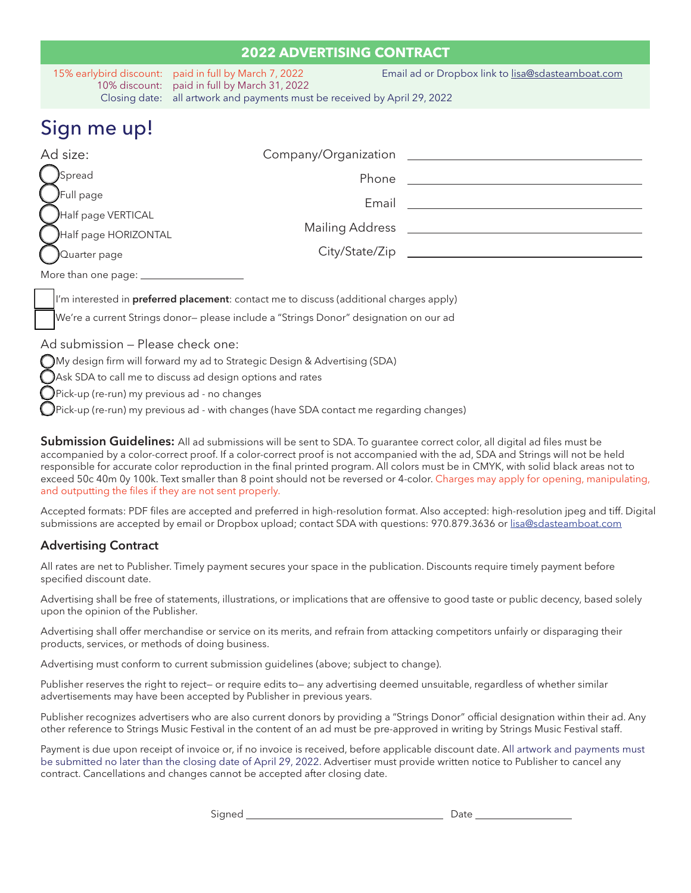## 2022 ADVERTISING CONTRACT

15% earlybird discount: paid in full by March 7, 2022
10% discount: paid in full by March 31, 2022
Closing date: all artwork and payments must be received by April 29, 2022

Email ad or Dropbox link to lisa@sdasteamboat.com

# Sign me up!

Ad size:

- ◯ Spread
- ◯ Full page
- ◯ Half page VERTICAL
- ◯ Half page HORIZONTAL
- ◯ Quarter page

More than one page: ____________________

Company/Organization ________________________________

Phone ________________________________

Email ________________________________

Mailing Address ________________________________

City/State/Zip ________________________________

- ☐ I'm interested in **preferred placement**: contact me to discuss (additional charges apply)
- ☐ We're a current Strings donor– please include a "Strings Donor" designation on our ad

Ad submission – Please check one:

- ◯ My design firm will forward my ad to Strategic Design & Advertising (SDA)
- ◯ Ask SDA to call me to discuss ad design options and rates
- ◯ Pick-up (re-run) my previous ad - no changes
- ◯ Pick-up (re-run) my previous ad - with changes (have SDA contact me regarding changes)

**Submission Guidelines:** All ad submissions will be sent to SDA. To guarantee correct color, all digital ad files must be accompanied by a color-correct proof. If a color-correct proof is not accompanied with the ad, SDA and Strings will not be held responsible for accurate color reproduction in the final printed program. All colors must be in CMYK, with solid black areas not to exceed 50c 40m 0y 100k. Text smaller than 8 point should not be reversed or 4-color. Charges may apply for opening, manipulating, and outputting the files if they are not sent properly.

Accepted formats: PDF files are accepted and preferred in high-resolution format. Also accepted: high-resolution jpeg and tiff. Digital submissions are accepted by email or Dropbox upload; contact SDA with questions: 970.879.3636 or lisa@sdasteamboat.com

### Advertising Contract

All rates are net to Publisher. Timely payment secures your space in the publication. Discounts require timely payment before specified discount date.

Advertising shall be free of statements, illustrations, or implications that are offensive to good taste or public decency, based solely upon the opinion of the Publisher.

Advertising shall offer merchandise or service on its merits, and refrain from attacking competitors unfairly or disparaging their products, services, or methods of doing business.

Advertising must conform to current submission guidelines (above; subject to change).

Publisher reserves the right to reject– or require edits to– any advertising deemed unsuitable, regardless of whether similar advertisements may have been accepted by Publisher in previous years.

Publisher recognizes advertisers who are also current donors by providing a "Strings Donor" official designation within their ad. Any other reference to Strings Music Festival in the content of an ad must be pre-approved in writing by Strings Music Festival staff.

Payment is due upon receipt of invoice or, if no invoice is received, before applicable discount date. All artwork and payments must be submitted no later than the closing date of April 29, 2022. Advertiser must provide written notice to Publisher to cancel any contract. Cancellations and changes cannot be accepted after closing date.

Signed ________________________________ Date ________________